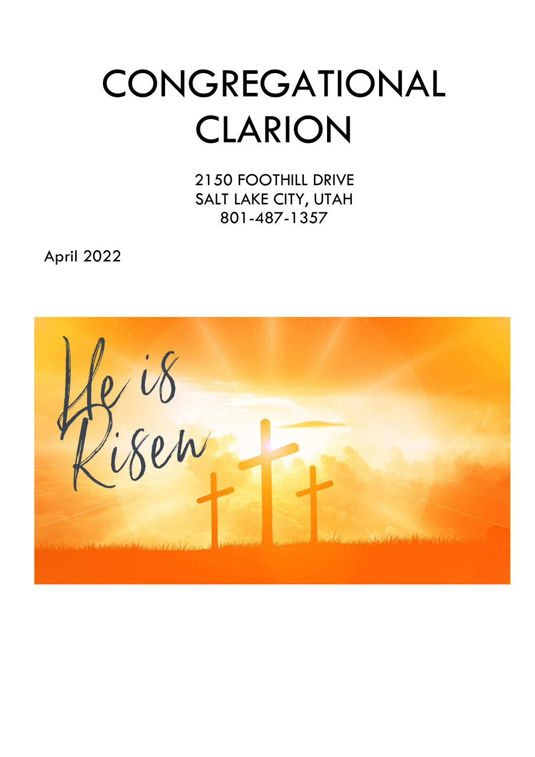# CONGREGATIONAL CLARION

2150 FOOTHILL DRIVE
SALT LAKE CITY, UTAH
801-487-1357

April 2022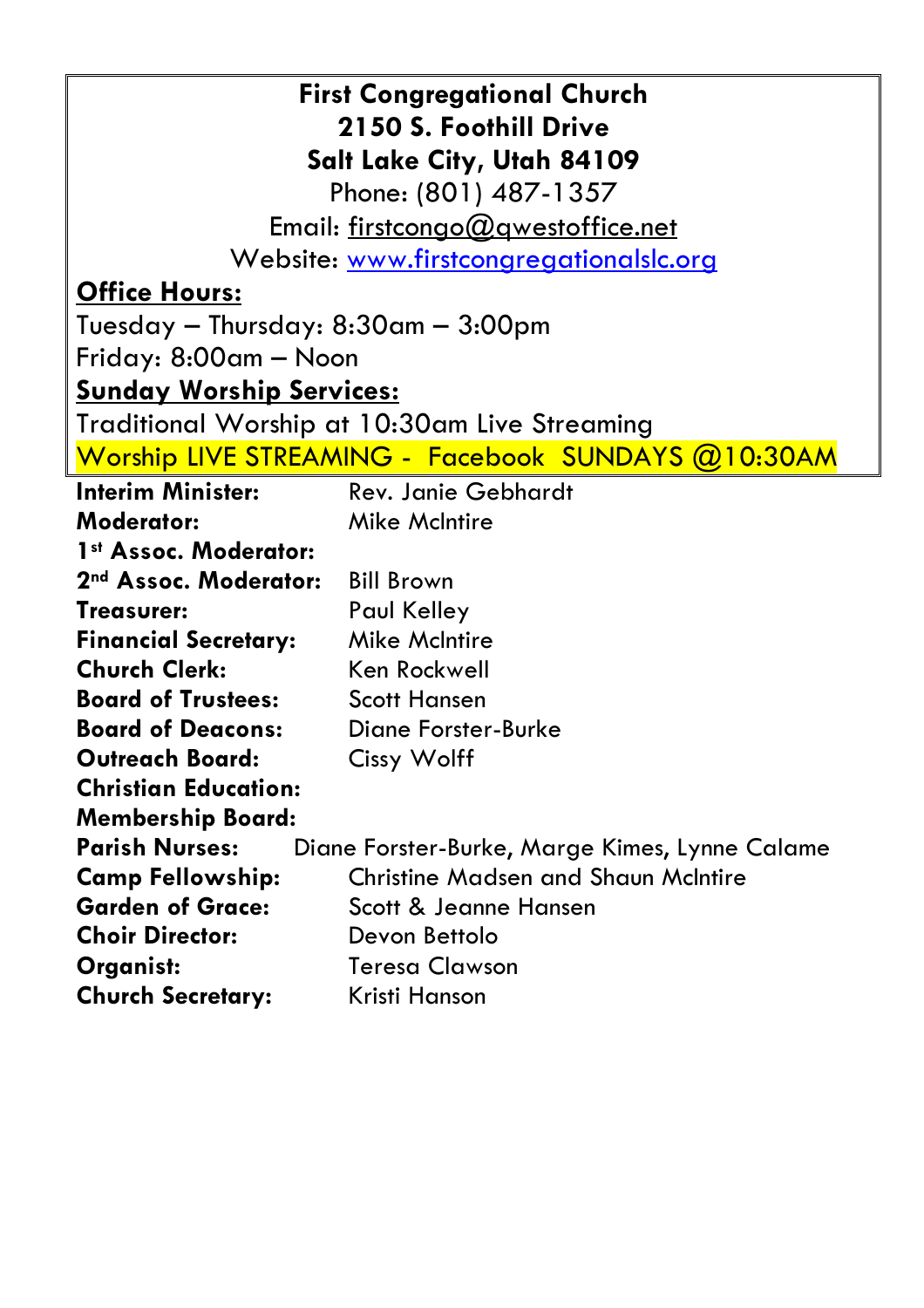**First Congregational Church**
**2150 S. Foothill Drive**
**Salt Lake City, Utah 84109**
Phone: (801) 487-1357
Email: firstcongo@qwestoffice.net
Website: www.firstcongregationalslc.org

**Office Hours:**
Tuesday – Thursday: 8:30am – 3:00pm
Friday: 8:00am – Noon

**Sunday Worship Services:**
Traditional Worship at 10:30am Live Streaming
Worship LIVE STREAMING - Facebook SUNDAYS @10:30AM

| | |
|---|---|
| **Interim Minister:** | Rev. Janie Gebhardt |
| **Moderator:** | Mike McIntire |
| **1st Assoc. Moderator:** | |
| **2nd Assoc. Moderator:** | Bill Brown |
| **Treasurer:** | Paul Kelley |
| **Financial Secretary:** | Mike McIntire |
| **Church Clerk:** | Ken Rockwell |
| **Board of Trustees:** | Scott Hansen |
| **Board of Deacons:** | Diane Forster-Burke |
| **Outreach Board:** | Cissy Wolff |
| **Christian Education:** | |
| **Membership Board:** | |
| **Parish Nurses:** | Diane Forster-Burke, Marge Kimes, Lynne Calame |
| **Camp Fellowship:** | Christine Madsen and Shaun McIntire |
| **Garden of Grace:** | Scott & Jeanne Hansen |
| **Choir Director:** | Devon Bettolo |
| **Organist:** | Teresa Clawson |
| **Church Secretary:** | Kristi Hanson |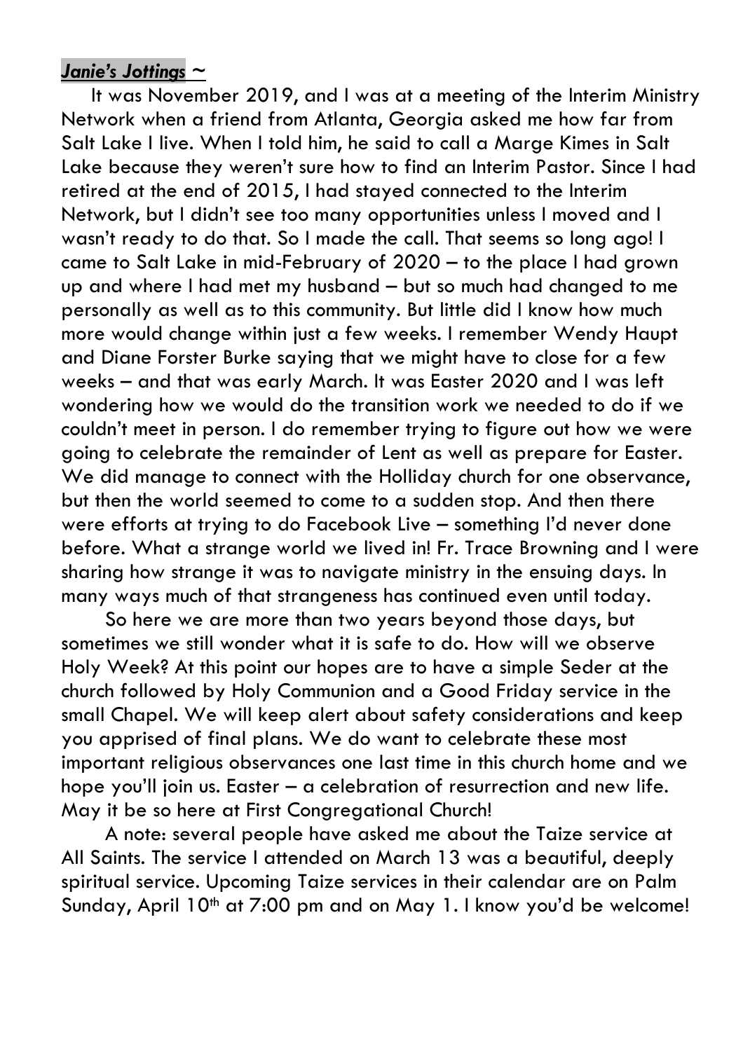***Janie's Jottings*** ~

It was November 2019, and I was at a meeting of the Interim Ministry Network when a friend from Atlanta, Georgia asked me how far from Salt Lake I live. When I told him, he said to call a Marge Kimes in Salt Lake because they weren't sure how to find an Interim Pastor. Since I had retired at the end of 2015, I had stayed connected to the Interim Network, but I didn't see too many opportunities unless I moved and I wasn't ready to do that. So I made the call. That seems so long ago! I came to Salt Lake in mid-February of 2020 – to the place I had grown up and where I had met my husband – but so much had changed to me personally as well as to this community. But little did I know how much more would change within just a few weeks. I remember Wendy Haupt and Diane Forster Burke saying that we might have to close for a few weeks – and that was early March. It was Easter 2020 and I was left wondering how we would do the transition work we needed to do if we couldn't meet in person. I do remember trying to figure out how we were going to celebrate the remainder of Lent as well as prepare for Easter. We did manage to connect with the Holliday church for one observance, but then the world seemed to come to a sudden stop. And then there were efforts at trying to do Facebook Live – something I'd never done before. What a strange world we lived in! Fr. Trace Browning and I were sharing how strange it was to navigate ministry in the ensuing days. In many ways much of that strangeness has continued even until today.

So here we are more than two years beyond those days, but sometimes we still wonder what it is safe to do. How will we observe Holy Week? At this point our hopes are to have a simple Seder at the church followed by Holy Communion and a Good Friday service in the small Chapel. We will keep alert about safety considerations and keep you apprised of final plans. We do want to celebrate these most important religious observances one last time in this church home and we hope you'll join us. Easter – a celebration of resurrection and new life. May it be so here at First Congregational Church!

A note: several people have asked me about the Taize service at All Saints. The service I attended on March 13 was a beautiful, deeply spiritual service. Upcoming Taize services in their calendar are on Palm Sunday, April 10th at 7:00 pm and on May 1. I know you'd be welcome!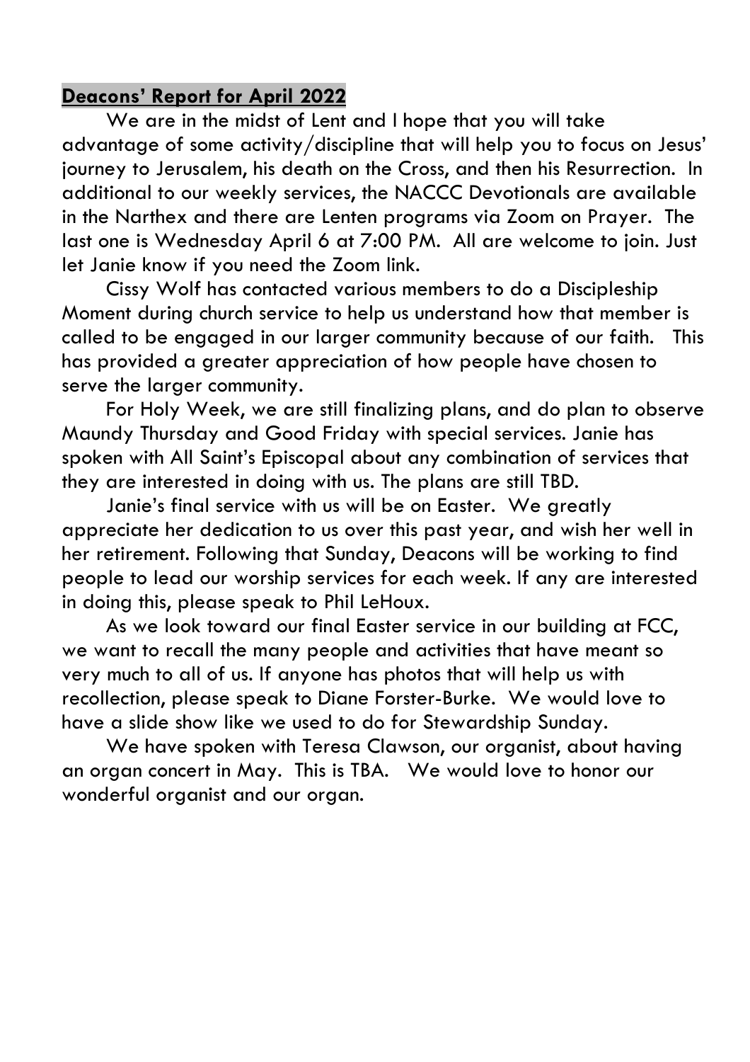## **Deacons' Report for April 2022**

We are in the midst of Lent and I hope that you will take advantage of some activity/discipline that will help you to focus on Jesus' journey to Jerusalem, his death on the Cross, and then his Resurrection. In additional to our weekly services, the NACCC Devotionals are available in the Narthex and there are Lenten programs via Zoom on Prayer. The last one is Wednesday April 6 at 7:00 PM. All are welcome to join. Just let Janie know if you need the Zoom link.

Cissy Wolf has contacted various members to do a Discipleship Moment during church service to help us understand how that member is called to be engaged in our larger community because of our faith. This has provided a greater appreciation of how people have chosen to serve the larger community.

For Holy Week, we are still finalizing plans, and do plan to observe Maundy Thursday and Good Friday with special services. Janie has spoken with All Saint's Episcopal about any combination of services that they are interested in doing with us. The plans are still TBD.

Janie's final service with us will be on Easter. We greatly appreciate her dedication to us over this past year, and wish her well in her retirement. Following that Sunday, Deacons will be working to find people to lead our worship services for each week. If any are interested in doing this, please speak to Phil LeHoux.

As we look toward our final Easter service in our building at FCC, we want to recall the many people and activities that have meant so very much to all of us. If anyone has photos that will help us with recollection, please speak to Diane Forster-Burke. We would love to have a slide show like we used to do for Stewardship Sunday.

We have spoken with Teresa Clawson, our organist, about having an organ concert in May. This is TBA. We would love to honor our wonderful organist and our organ.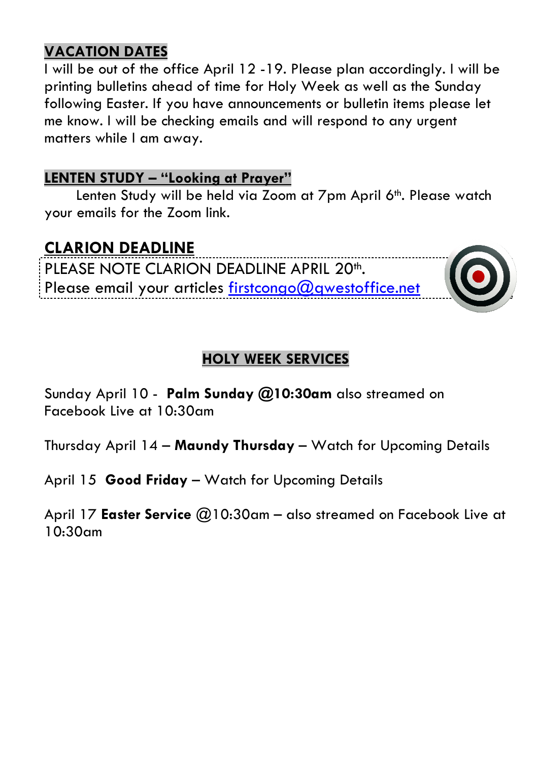## VACATION DATES

I will be out of the office April 12 -19. Please plan accordingly. I will be printing bulletins ahead of time for Holy Week as well as the Sunday following Easter. If you have announcements or bulletin items please let me know. I will be checking emails and will respond to any urgent matters while I am away.

## LENTEN STUDY – "Looking at Prayer"

Lenten Study will be held via Zoom at 7pm April 6th. Please watch your emails for the Zoom link.

## CLARION DEADLINE

PLEASE NOTE CLARION DEADLINE APRIL 20th.
Please email your articles firstcongo@qwestoffice.net

## HOLY WEEK SERVICES

Sunday April 10 - **Palm Sunday @10:30am** also streamed on Facebook Live at 10:30am

Thursday April 14 – **Maundy Thursday** – Watch for Upcoming Details

April 15 **Good Friday** – Watch for Upcoming Details

April 17 **Easter Service** @10:30am – also streamed on Facebook Live at 10:30am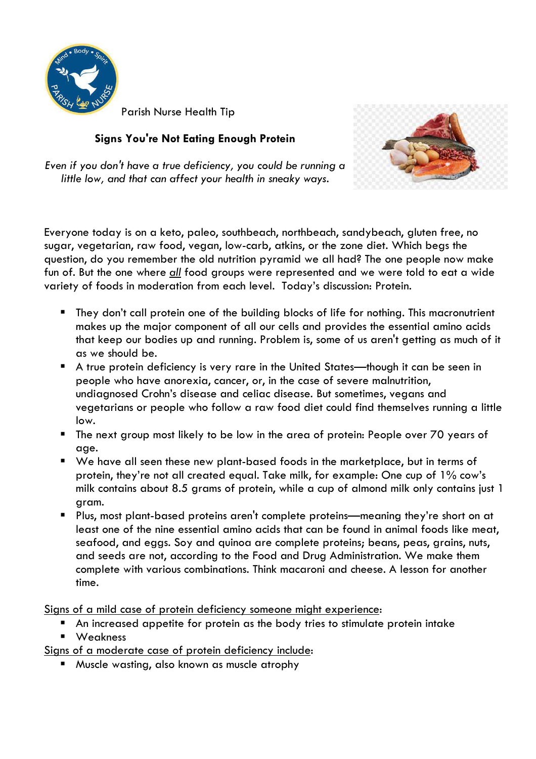Parish Nurse Health Tip

## Signs You're Not Eating Enough Protein

*Even if you don't have a true deficiency, you could be running a little low, and that can affect your health in sneaky ways.*

Everyone today is on a keto, paleo, southbeach, northbeach, sandybeach, gluten free, no sugar, vegetarian, raw food, vegan, low-carb, atkins, or the zone diet. Which begs the question, do you remember the old nutrition pyramid we all had? The one people now make fun of. But the one where *all* food groups were represented and we were told to eat a wide variety of foods in moderation from each level. Today's discussion: Protein.

- They don't call protein one of the building blocks of life for nothing. This macronutrient makes up the major component of all our cells and provides the essential amino acids that keep our bodies up and running. Problem is, some of us aren't getting as much of it as we should be.
- A true protein deficiency is very rare in the United States—though it can be seen in people who have anorexia, cancer, or, in the case of severe malnutrition, undiagnosed Crohn's disease and celiac disease. But sometimes, vegans and vegetarians or people who follow a raw food diet could find themselves running a little low.
- The next group most likely to be low in the area of protein: People over 70 years of age.
- We have all seen these new plant-based foods in the marketplace, but in terms of protein, they're not all created equal. Take milk, for example: One cup of 1% cow's milk contains about 8.5 grams of protein, while a cup of almond milk only contains just 1 gram.
- Plus, most plant-based proteins aren't complete proteins—meaning they're short on at least one of the nine essential amino acids that can be found in animal foods like meat, seafood, and eggs. Soy and quinoa are complete proteins; beans, peas, grains, nuts, and seeds are not, according to the Food and Drug Administration. We make them complete with various combinations. Think macaroni and cheese. A lesson for another time.

Signs of a mild case of protein deficiency someone might experience:

- An increased appetite for protein as the body tries to stimulate protein intake
- Weakness

Signs of a moderate case of protein deficiency include:

- Muscle wasting, also known as muscle atrophy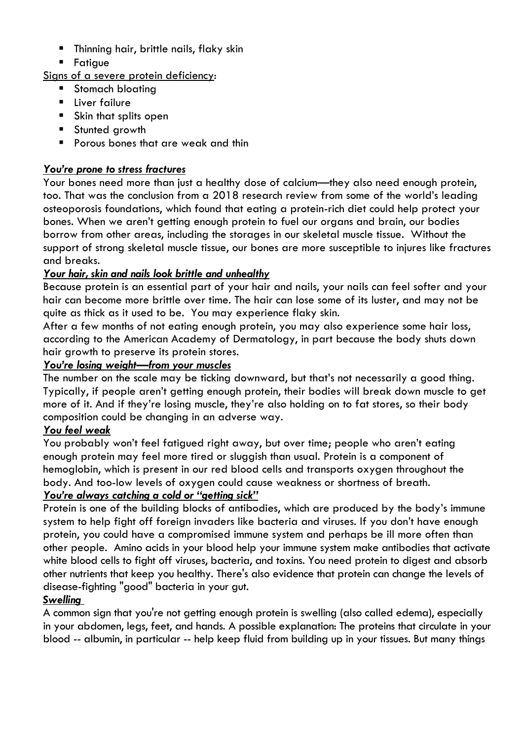- Thinning hair, brittle nails, flaky skin
- Fatigue

Signs of a severe protein deficiency:

- Stomach bloating
- Liver failure
- Skin that splits open
- Stunted growth
- Porous bones that are weak and thin

***You're prone to stress fractures***

Your bones need more than just a healthy dose of calcium—they also need enough protein, too. That was the conclusion from a 2018 research review from some of the world's leading osteoporosis foundations, which found that eating a protein-rich diet could help protect your bones. When we aren't getting enough protein to fuel our organs and brain, our bodies borrow from other areas, including the storages in our skeletal muscle tissue. Without the support of strong skeletal muscle tissue, our bones are more susceptible to injures like fractures and breaks.

***Your hair, skin and nails look brittle and unhealthy***

Because protein is an essential part of your hair and nails, your nails can feel softer and your hair can become more brittle over time. The hair can lose some of its luster, and may not be quite as thick as it used to be. You may experience flaky skin.

After a few months of not eating enough protein, you may also experience some hair loss, according to the American Academy of Dermatology, in part because the body shuts down hair growth to preserve its protein stores.

***You're losing weight—from your muscles***

The number on the scale may be ticking downward, but that's not necessarily a good thing. Typically, if people aren't getting enough protein, their bodies will break down muscle to get more of it. And if they're losing muscle, they're also holding on to fat stores, so their body composition could be changing in an adverse way.

***You feel weak***

You probably won't feel fatigued right away, but over time; people who aren't eating enough protein may feel more tired or sluggish than usual. Protein is a component of hemoglobin, which is present in our red blood cells and transports oxygen throughout the body. And too-low levels of oxygen could cause weakness or shortness of breath.

***You're always catching a cold or "getting sick"***

Protein is one of the building blocks of antibodies, which are produced by the body's immune system to help fight off foreign invaders like bacteria and viruses. If you don't have enough protein, you could have a compromised immune system and perhaps be ill more often than other people. Amino acids in your blood help your immune system make antibodies that activate white blood cells to fight off viruses, bacteria, and toxins. You need protein to digest and absorb other nutrients that keep you healthy. There's also evidence that protein can change the levels of disease-fighting "good" bacteria in your gut.

***Swelling***

A common sign that you're not getting enough protein is swelling (also called edema), especially in your abdomen, legs, feet, and hands. A possible explanation: The proteins that circulate in your blood -- albumin, in particular -- help keep fluid from building up in your tissues. But many things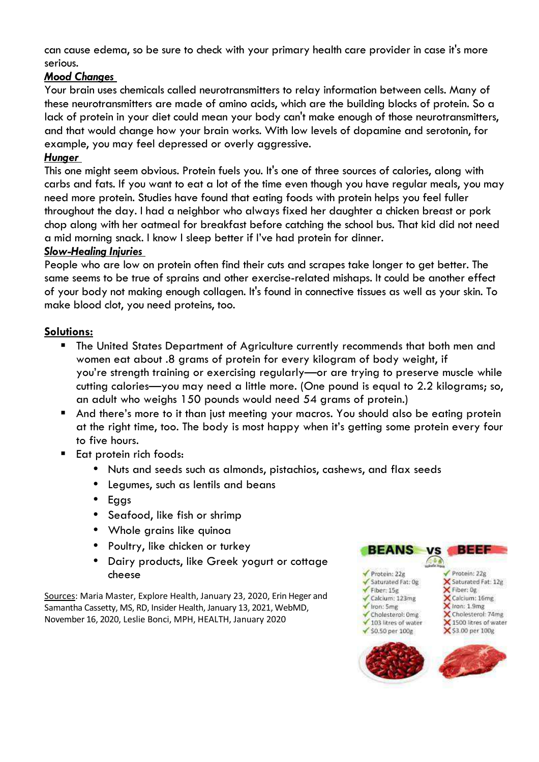can cause edema, so be sure to check with your primary health care provider in case it's more serious.

***Mood Changes***

Your brain uses chemicals called neurotransmitters to relay information between cells. Many of these neurotransmitters are made of amino acids, which are the building blocks of protein. So a lack of protein in your diet could mean your body can't make enough of those neurotransmitters, and that would change how your brain works. With low levels of dopamine and serotonin, for example, you may feel depressed or overly aggressive.

***Hunger***

This one might seem obvious. Protein fuels you. It's one of three sources of calories, along with carbs and fats. If you want to eat a lot of the time even though you have regular meals, you may need more protein. Studies have found that eating foods with protein helps you feel fuller throughout the day. I had a neighbor who always fixed her daughter a chicken breast or pork chop along with her oatmeal for breakfast before catching the school bus. That kid did not need a mid morning snack. I know I sleep better if I've had protein for dinner.

***Slow-Healing Injuries***

People who are low on protein often find their cuts and scrapes take longer to get better. The same seems to be true of sprains and other exercise-related mishaps. It could be another effect of your body not making enough collagen. It's found in connective tissues as well as your skin. To make blood clot, you need proteins, too.

**Solutions:**

- The United States Department of Agriculture currently recommends that both men and women eat about .8 grams of protein for every kilogram of body weight, if you're strength training or exercising regularly—or are trying to preserve muscle while cutting calories—you may need a little more. (One pound is equal to 2.2 kilograms; so, an adult who weighs 150 pounds would need 54 grams of protein.)
- And there's more to it than just meeting your macros. You should also be eating protein at the right time, too. The body is most happy when it's getting some protein every four to five hours.
- Eat protein rich foods:
  - Nuts and seeds such as almonds, pistachios, cashews, and flax seeds
  - Legumes, such as lentils and beans
  - Eggs
  - Seafood, like fish or shrimp
  - Whole grains like quinoa
  - Poultry, like chicken or turkey
  - Dairy products, like Greek yogurt or cottage cheese

| BEANS | VS | BEEF |
|---|---|---|
| ✓ Protein: 22g | | ✓ Protein: 22g |
| ✓ Saturated Fat: 0g | | ✗ Saturated Fat: 12g |
| ✓ Fiber: 15g | | ✗ Fiber: 0g |
| ✓ Calcium: 123mg | | ✗ Calcium: 16mg |
| ✓ Iron: 5mg | | ✗ Iron: 1.9mg |
| ✓ Cholesterol: 0mg | | ✗ Cholesterol: 74mg |
| ✓ 103 litres of water | | ✗ 1500 litres of water |
| ✓ $0.50 per 100g | | ✗ $3.00 per 100g |

<u>Sources</u>: Maria Master, Explore Health, January 23, 2020, Erin Heger and Samantha Cassetty, MS, RD, Insider Health, January 13, 2021, WebMD, November 16, 2020, Leslie Bonci, MPH, HEALTH, January 2020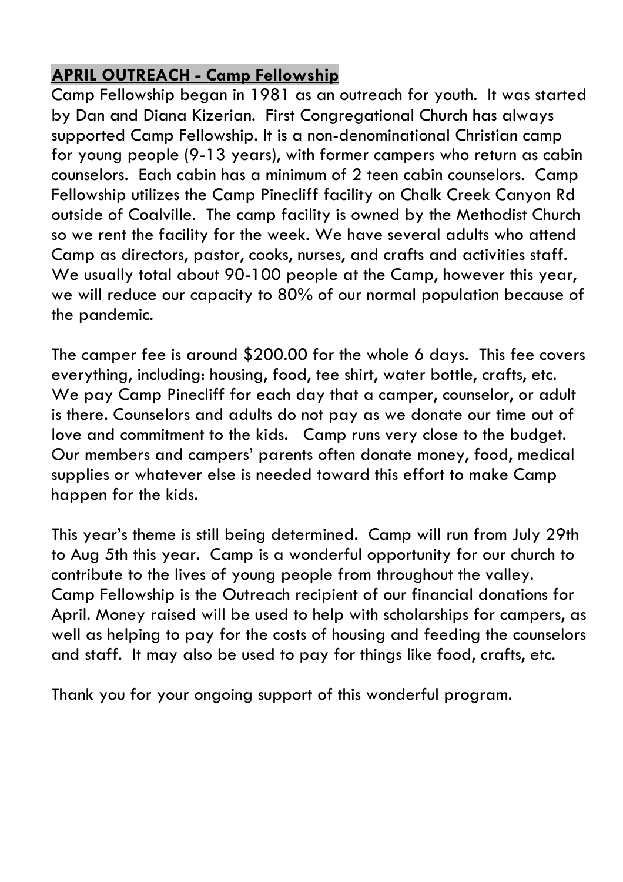## **APRIL OUTREACH - Camp Fellowship**

Camp Fellowship began in 1981 as an outreach for youth. It was started by Dan and Diana Kizerian. First Congregational Church has always supported Camp Fellowship. It is a non-denominational Christian camp for young people (9-13 years), with former campers who return as cabin counselors. Each cabin has a minimum of 2 teen cabin counselors. Camp Fellowship utilizes the Camp Pinecliff facility on Chalk Creek Canyon Rd outside of Coalville. The camp facility is owned by the Methodist Church so we rent the facility for the week. We have several adults who attend Camp as directors, pastor, cooks, nurses, and crafts and activities staff. We usually total about 90-100 people at the Camp, however this year, we will reduce our capacity to 80% of our normal population because of the pandemic.

The camper fee is around $200.00 for the whole 6 days. This fee covers everything, including: housing, food, tee shirt, water bottle, crafts, etc. We pay Camp Pinecliff for each day that a camper, counselor, or adult is there. Counselors and adults do not pay as we donate our time out of love and commitment to the kids. Camp runs very close to the budget. Our members and campers' parents often donate money, food, medical supplies or whatever else is needed toward this effort to make Camp happen for the kids.

This year's theme is still being determined. Camp will run from July 29th to Aug 5th this year. Camp is a wonderful opportunity for our church to contribute to the lives of young people from throughout the valley. Camp Fellowship is the Outreach recipient of our financial donations for April. Money raised will be used to help with scholarships for campers, as well as helping to pay for the costs of housing and feeding the counselors and staff. It may also be used to pay for things like food, crafts, etc.

Thank you for your ongoing support of this wonderful program.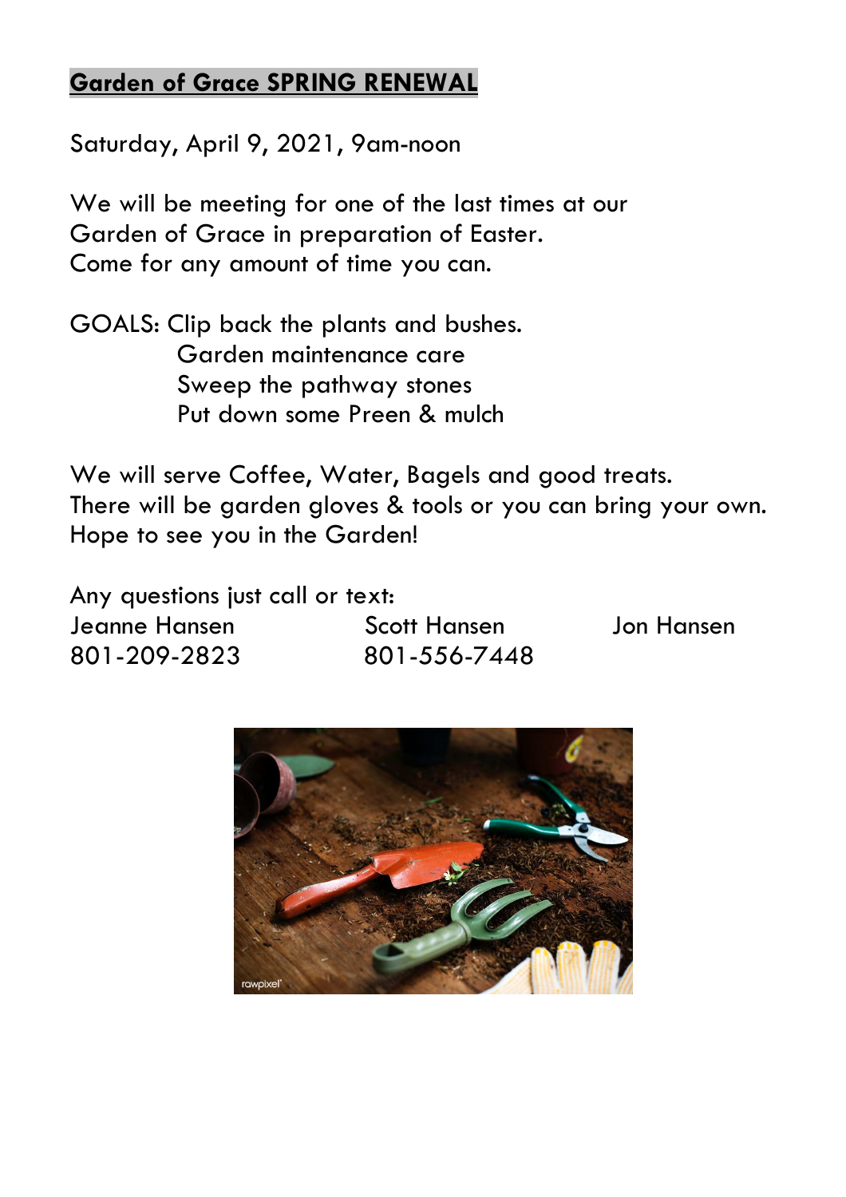**Garden of Grace SPRING RENEWAL**

Saturday, April 9, 2021, 9am-noon

We will be meeting for one of the last times at our Garden of Grace in preparation of Easter.
Come for any amount of time you can.

GOALS: Clip back the plants and bushes.
Garden maintenance care
Sweep the pathway stones
Put down some Preen & mulch

We will serve Coffee, Water, Bagels and good treats.
There will be garden gloves & tools or you can bring your own.
Hope to see you in the Garden!

Any questions just call or text:

| Jeanne Hansen | Scott Hansen | Jon Hansen |
|---|---|---|
| 801-209-2823 | 801-556-7448 | |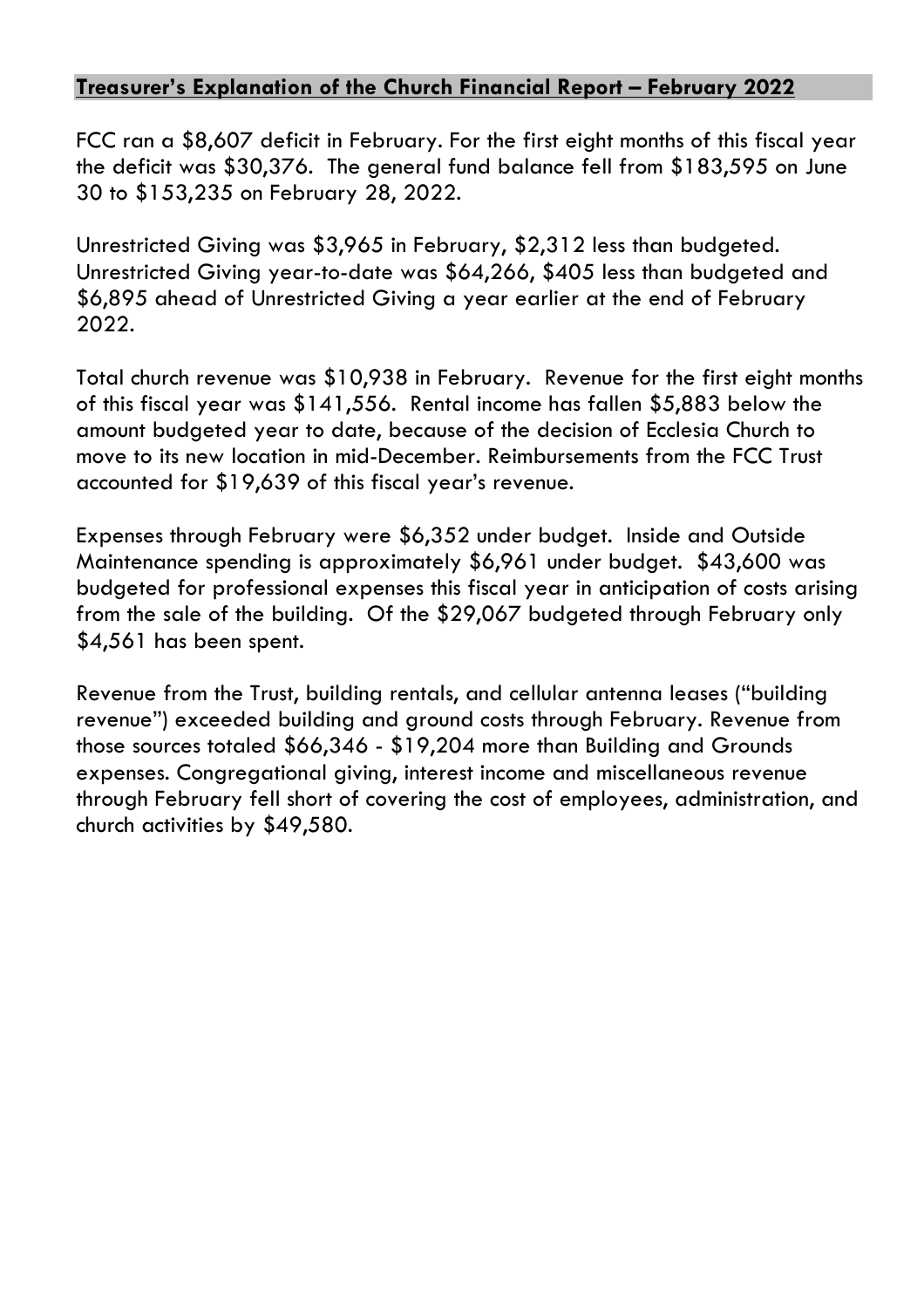## **Treasurer's Explanation of the Church Financial Report – February 2022**

FCC ran a $8,607 deficit in February. For the first eight months of this fiscal year the deficit was $30,376. The general fund balance fell from $183,595 on June 30 to $153,235 on February 28, 2022.

Unrestricted Giving was $3,965 in February, $2,312 less than budgeted. Unrestricted Giving year-to-date was $64,266, $405 less than budgeted and $6,895 ahead of Unrestricted Giving a year earlier at the end of February 2022.

Total church revenue was $10,938 in February. Revenue for the first eight months of this fiscal year was $141,556. Rental income has fallen $5,883 below the amount budgeted year to date, because of the decision of Ecclesia Church to move to its new location in mid-December. Reimbursements from the FCC Trust accounted for $19,639 of this fiscal year's revenue.

Expenses through February were $6,352 under budget. Inside and Outside Maintenance spending is approximately $6,961 under budget. $43,600 was budgeted for professional expenses this fiscal year in anticipation of costs arising from the sale of the building. Of the $29,067 budgeted through February only $4,561 has been spent.

Revenue from the Trust, building rentals, and cellular antenna leases ("building revenue") exceeded building and ground costs through February. Revenue from those sources totaled $66,346 - $19,204 more than Building and Grounds expenses. Congregational giving, interest income and miscellaneous revenue through February fell short of covering the cost of employees, administration, and church activities by $49,580.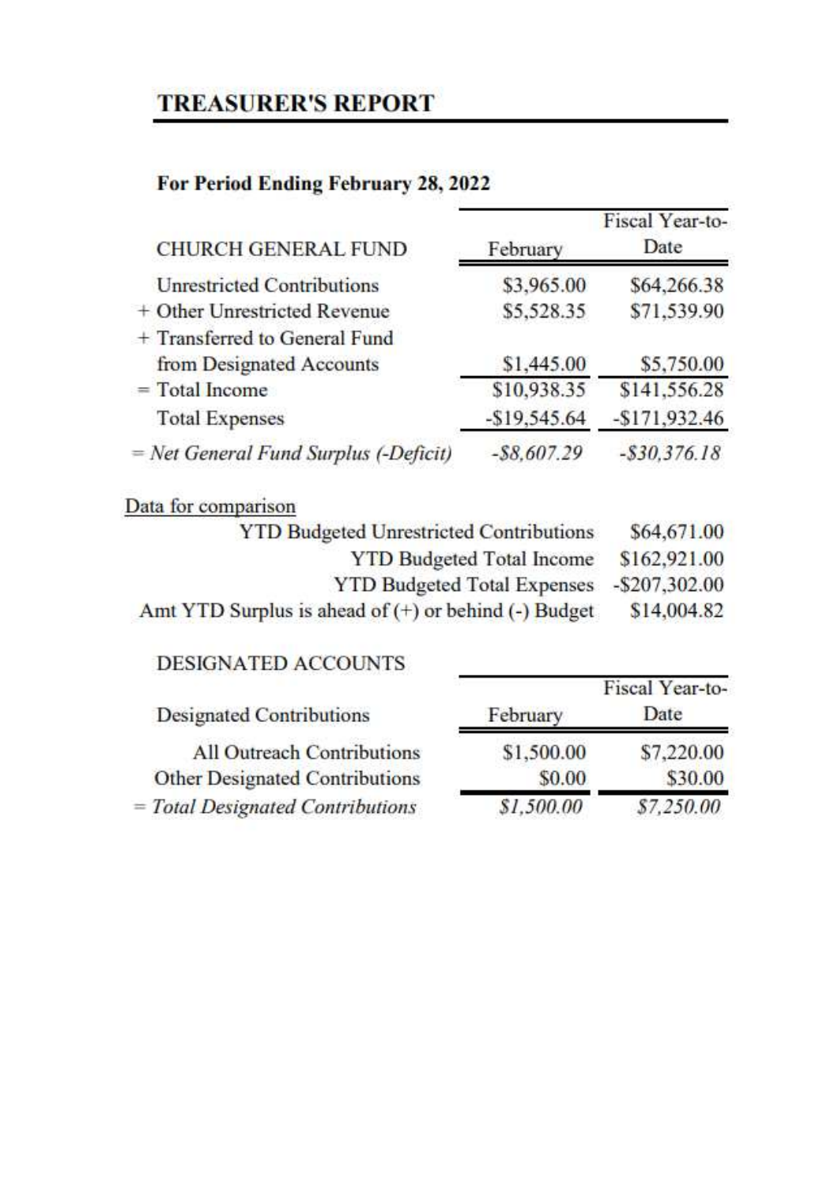# TREASURER'S REPORT

**For Period Ending February 28, 2022**

| CHURCH GENERAL FUND | February | Fiscal Year-to-Date |
|---|---|---|
| Unrestricted Contributions | $3,965.00 | $64,266.38 |
| + Other Unrestricted Revenue | $5,528.35 | $71,539.90 |
| + Transferred to General Fund from Designated Accounts | $1,445.00 | $5,750.00 |
| = Total Income | $10,938.35 | $141,556.28 |
| Total Expenses | -$19,545.64 | -$171,932.46 |
| = *Net General Fund Surplus (-Deficit)* | *-$8,607.29* | *-$30,376.18* |

Data for comparison

| | |
|---|---|
| YTD Budgeted Unrestricted Contributions | $64,671.00 |
| YTD Budgeted Total Income | $162,921.00 |
| YTD Budgeted Total Expenses | -$207,302.00 |
| Amt YTD Surplus is ahead of (+) or behind (-) Budget | $14,004.82 |

DESIGNATED ACCOUNTS

| Designated Contributions | February | Fiscal Year-to-Date |
|---|---|---|
| All Outreach Contributions | $1,500.00 | $7,220.00 |
| Other Designated Contributions | $0.00 | $30.00 |
| = *Total Designated Contributions* | *$1,500.00* | *$7,250.00* |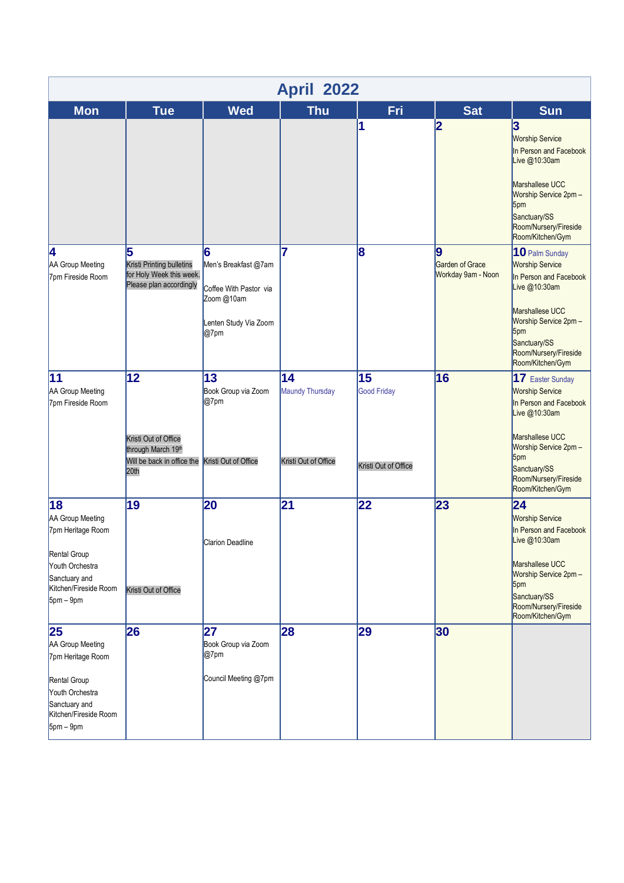# April 2022

| Mon | Tue | Wed | Thu | Fri | Sat | Sun |
|---|---|---|---|---|---|---|
| | | | | **1** | **2** | **3** Worship Service In Person and Facebook Live @10:30am<br><br>Marshallese UCC Worship Service 2pm – 5pm Sanctuary/SS Room/Nursery/Fireside Room/Kitchen/Gym |
| **4** AA Group Meeting 7pm Fireside Room | **5** Kristi Printing bulletins for Holy Week this week. Please plan accordingly | **6** Men's Breakfast @7am<br><br>Coffee With Pastor via Zoom @10am<br><br>Lenten Study Via Zoom @7pm | **7** | **8** | **9** Garden of Grace Workday 9am - Noon | **10** Palm Sunday Worship Service In Person and Facebook Live @10:30am<br><br>Marshallese UCC Worship Service 2pm – 5pm Sanctuary/SS Room/Nursery/Fireside Room/Kitchen/Gym |
| **11** AA Group Meeting 7pm Fireside Room | **12**<br><br>Kristi Out of Office through March 19th Will be back in office the 20th | **13** Book Group via Zoom @7pm<br><br>Kristi Out of Office | **14** Maundy Thursday<br><br>Kristi Out of Office | **15** Good Friday<br><br>Kristi Out of Office | **16** | **17** Easter Sunday Worship Service In Person and Facebook Live @10:30am<br><br>Marshallese UCC Worship Service 2pm – 5pm Sanctuary/SS Room/Nursery/Fireside Room/Kitchen/Gym |
| **18** AA Group Meeting 7pm Heritage Room<br><br>Rental Group Youth Orchestra Sanctuary and Kitchen/Fireside Room 5pm – 9pm | **19**<br><br>Kristi Out of Office | **20**<br><br>Clarion Deadline | **21** | **22** | **23** | **24** Worship Service In Person and Facebook Live @10:30am<br><br>Marshallese UCC Worship Service 2pm – 5pm Sanctuary/SS Room/Nursery/Fireside Room/Kitchen/Gym |
| **25** AA Group Meeting 7pm Heritage Room<br><br>Rental Group Youth Orchestra Sanctuary and Kitchen/Fireside Room 5pm – 9pm | **26** | **27** Book Group via Zoom @7pm<br><br>Council Meeting @7pm | **28** | **29** | **30** | |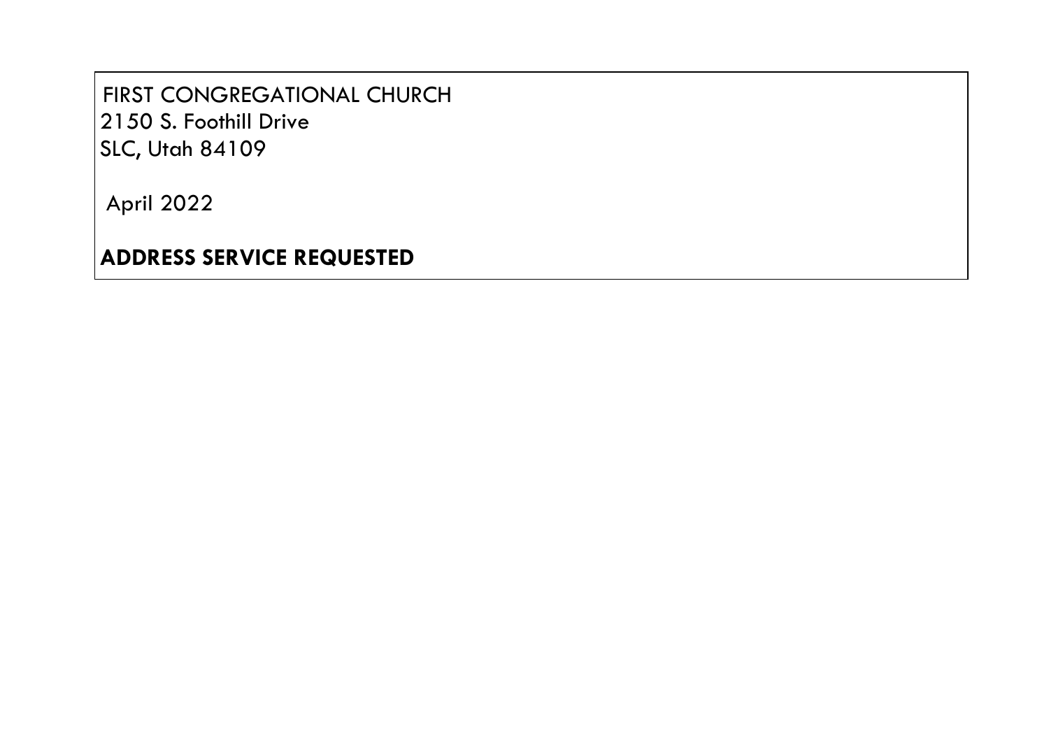FIRST CONGREGATIONAL CHURCH
2150 S. Foothill Drive
SLC, Utah 84109

April 2022

**ADDRESS SERVICE REQUESTED**